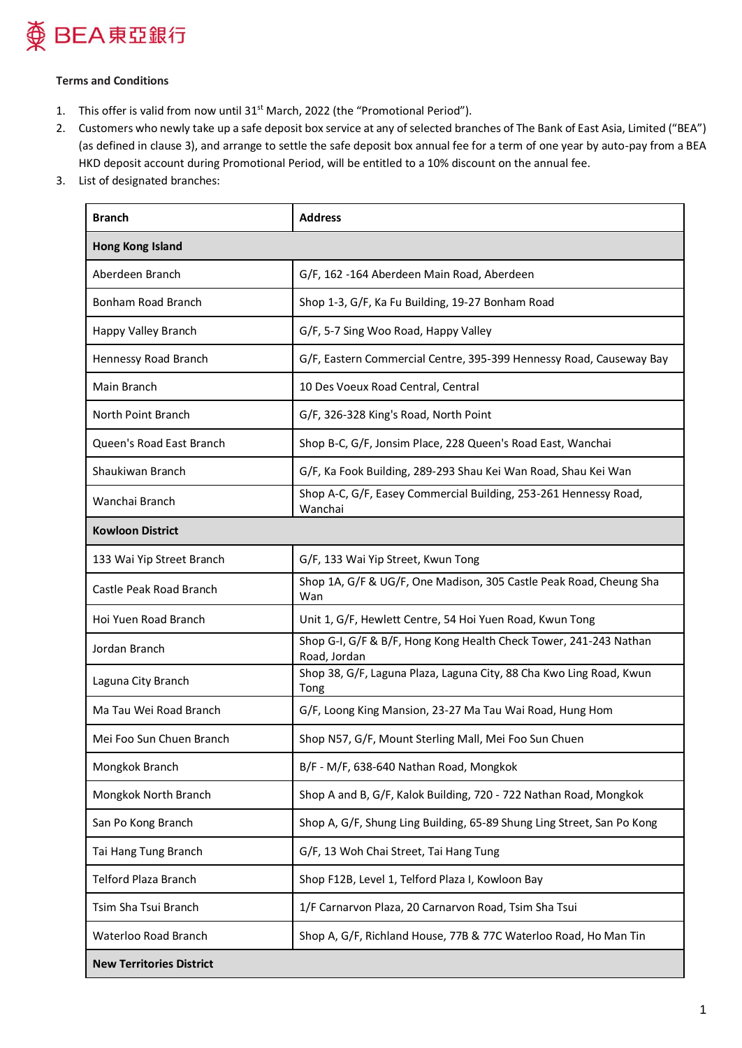BEA 東亞銀行

**Terms and Conditions**

1. This offer is valid from now until 31st March, 2022 (the "Promotional Period").
2. Customers who newly take up a safe deposit box service at any of selected branches of The Bank of East Asia, Limited ("BEA") (as defined in clause 3), and arrange to settle the safe deposit box annual fee for a term of one year by auto-pay from a BEA HKD deposit account during Promotional Period, will be entitled to a 10% discount on the annual fee.
3. List of designated branches:

| Branch | Address |
|---|---|
| **Hong Kong Island** | |
| Aberdeen Branch | G/F, 162 -164 Aberdeen Main Road, Aberdeen |
| Bonham Road Branch | Shop 1-3, G/F, Ka Fu Building, 19-27 Bonham Road |
| Happy Valley Branch | G/F, 5-7 Sing Woo Road, Happy Valley |
| Hennessy Road Branch | G/F, Eastern Commercial Centre, 395-399 Hennessy Road, Causeway Bay |
| Main Branch | 10 Des Voeux Road Central, Central |
| North Point Branch | G/F, 326-328 King's Road, North Point |
| Queen's Road East Branch | Shop B-C, G/F, Jonsim Place, 228 Queen's Road East, Wanchai |
| Shaukiwan Branch | G/F, Ka Fook Building, 289-293 Shau Kei Wan Road, Shau Kei Wan |
| Wanchai Branch | Shop A-C, G/F, Easey Commercial Building, 253-261 Hennessy Road, Wanchai |
| **Kowloon District** | |
| 133 Wai Yip Street Branch | G/F, 133 Wai Yip Street, Kwun Tong |
| Castle Peak Road Branch | Shop 1A, G/F & UG/F, One Madison, 305 Castle Peak Road, Cheung Sha Wan |
| Hoi Yuen Road Branch | Unit 1, G/F, Hewlett Centre, 54 Hoi Yuen Road, Kwun Tong |
| Jordan Branch | Shop G-I, G/F & B/F, Hong Kong Health Check Tower, 241-243 Nathan Road, Jordan |
| Laguna City Branch | Shop 38, G/F, Laguna Plaza, Laguna City, 88 Cha Kwo Ling Road, Kwun Tong |
| Ma Tau Wei Road Branch | G/F, Loong King Mansion, 23-27 Ma Tau Wai Road, Hung Hom |
| Mei Foo Sun Chuen Branch | Shop N57, G/F, Mount Sterling Mall, Mei Foo Sun Chuen |
| Mongkok Branch | B/F - M/F, 638-640 Nathan Road, Mongkok |
| Mongkok North Branch | Shop A and B, G/F, Kalok Building, 720 - 722 Nathan Road, Mongkok |
| San Po Kong Branch | Shop A, G/F, Shung Ling Building, 65-89 Shung Ling Street, San Po Kong |
| Tai Hang Tung Branch | G/F, 13 Woh Chai Street, Tai Hang Tung |
| Telford Plaza Branch | Shop F12B, Level 1, Telford Plaza I, Kowloon Bay |
| Tsim Sha Tsui Branch | 1/F Carnarvon Plaza, 20 Carnarvon Road, Tsim Sha Tsui |
| Waterloo Road Branch | Shop A, G/F, Richland House, 77B & 77C Waterloo Road, Ho Man Tin |
| **New Territories District** | |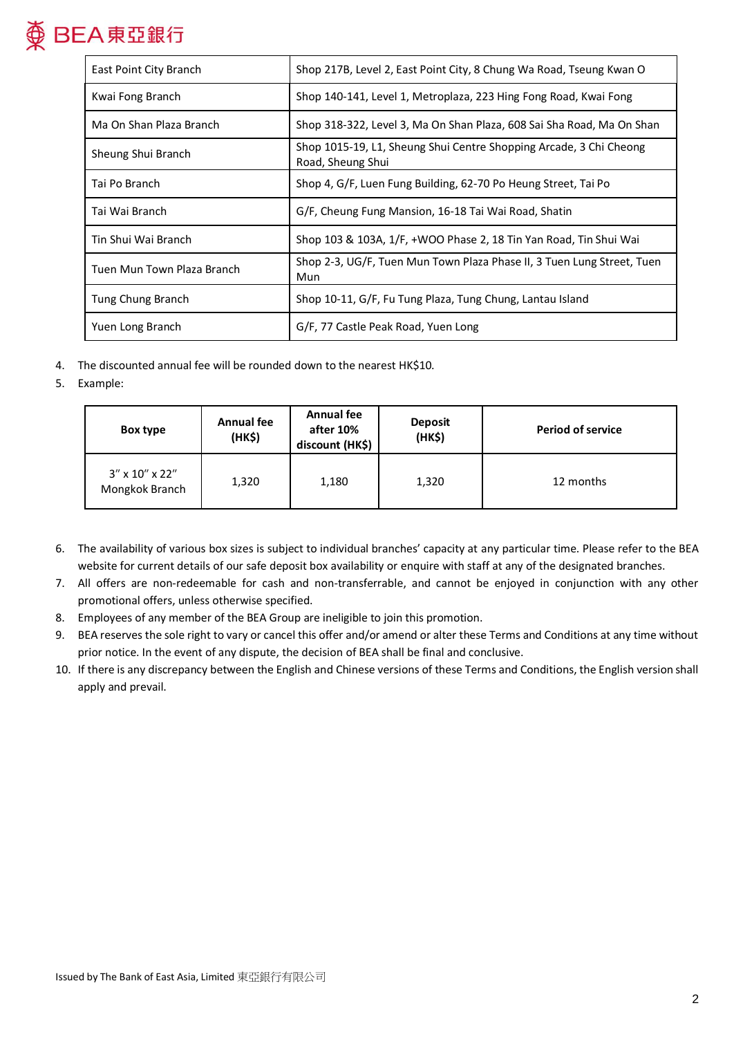| | |
|---|---|
| East Point City Branch | Shop 217B, Level 2, East Point City, 8 Chung Wa Road, Tseung Kwan O |
| Kwai Fong Branch | Shop 140-141, Level 1, Metroplaza, 223 Hing Fong Road, Kwai Fong |
| Ma On Shan Plaza Branch | Shop 318-322, Level 3, Ma On Shan Plaza, 608 Sai Sha Road, Ma On Shan |
| Sheung Shui Branch | Shop 1015-19, L1, Sheung Shui Centre Shopping Arcade, 3 Chi Cheong Road, Sheung Shui |
| Tai Po Branch | Shop 4, G/F, Luen Fung Building, 62-70 Po Heung Street, Tai Po |
| Tai Wai Branch | G/F, Cheung Fung Mansion, 16-18 Tai Wai Road, Shatin |
| Tin Shui Wai Branch | Shop 103 & 103A, 1/F, +WOO Phase 2, 18 Tin Yan Road, Tin Shui Wai |
| Tuen Mun Town Plaza Branch | Shop 2-3, UG/F, Tuen Mun Town Plaza Phase II, 3 Tuen Lung Street, Tuen Mun |
| Tung Chung Branch | Shop 10-11, G/F, Fu Tung Plaza, Tung Chung, Lantau Island |
| Yuen Long Branch | G/F, 77 Castle Peak Road, Yuen Long |

4. The discounted annual fee will be rounded down to the nearest HK$10.
5. Example:

| Box type | Annual fee (HK$) | Annual fee after 10% discount (HK$) | Deposit (HK$) | Period of service |
|---|---|---|---|---|
| 3" x 10" x 22" Mongkok Branch | 1,320 | 1,180 | 1,320 | 12 months |

6. The availability of various box sizes is subject to individual branches' capacity at any particular time. Please refer to the BEA website for current details of our safe deposit box availability or enquire with staff at any of the designated branches.
7. All offers are non-redeemable for cash and non-transferrable, and cannot be enjoyed in conjunction with any other promotional offers, unless otherwise specified.
8. Employees of any member of the BEA Group are ineligible to join this promotion.
9. BEA reserves the sole right to vary or cancel this offer and/or amend or alter these Terms and Conditions at any time without prior notice. In the event of any dispute, the decision of BEA shall be final and conclusive.
10. If there is any discrepancy between the English and Chinese versions of these Terms and Conditions, the English version shall apply and prevail.

Issued by The Bank of East Asia, Limited 東亞銀行有限公司